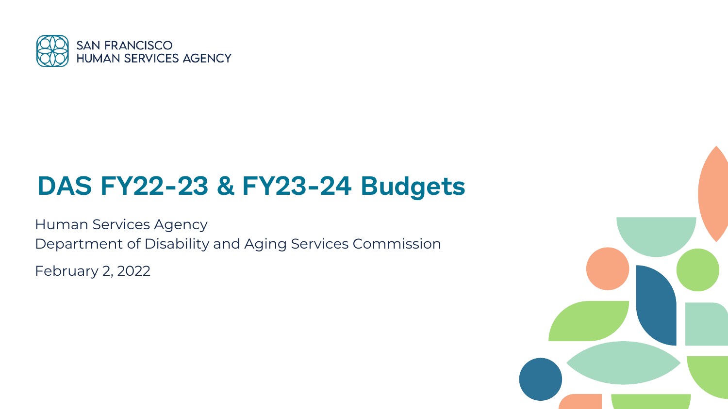SAN FRANCISCO
HUMAN SERVICES AGENCY

# DAS FY22-23 & FY23-24 Budgets

Human Services Agency
Department of Disability and Aging Services Commission

February 2, 2022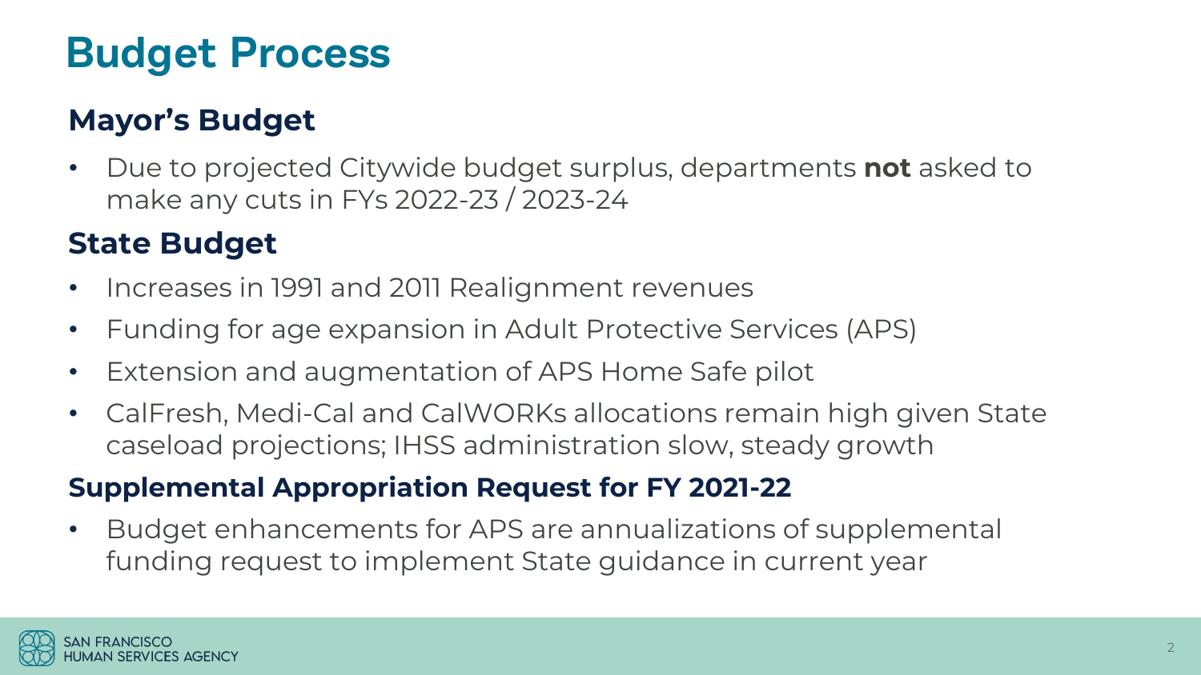# Budget Process

## Mayor's Budget

- Due to projected Citywide budget surplus, departments **not** asked to make any cuts in FYs 2022-23 / 2023-24

## State Budget

- Increases in 1991 and 2011 Realignment revenues
- Funding for age expansion in Adult Protective Services (APS)
- Extension and augmentation of APS Home Safe pilot
- CalFresh, Medi-Cal and CalWORKs allocations remain high given State caseload projections; IHSS administration slow, steady growth

## Supplemental Appropriation Request for FY 2021-22

- Budget enhancements for APS are annualizations of supplemental funding request to implement State guidance in current year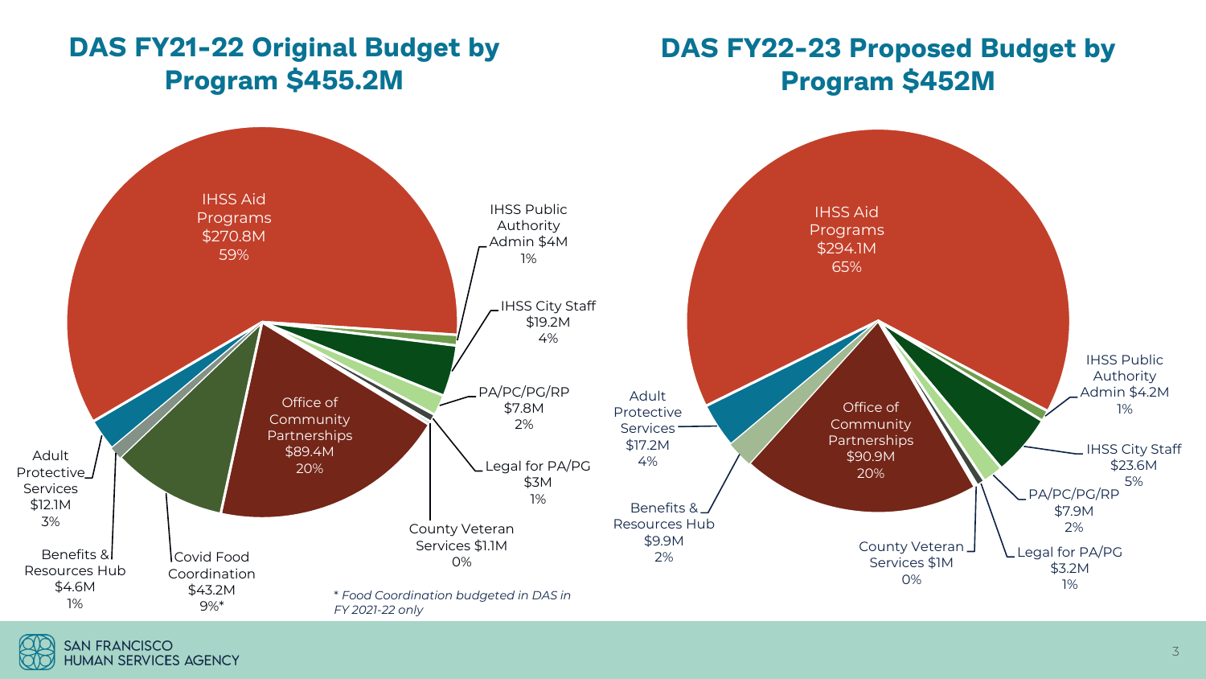## DAS FY21-22 Original Budget by Program $455.2M

| Program | Budget | Percent |
|---|---|---|
| IHSS Aid Programs | $270.8M | 59% |
| IHSS Public Authority Admin | $4M | 1% |
| IHSS City Staff | $19.2M | 4% |
| PA/PC/PG/RP | $7.8M | 2% |
| Legal for PA/PG | $3M | 1% |
| County Veteran Services | $1.1M | 0% |
| Office of Community Partnerships | $89.4M | 20% |
| Covid Food Coordination | $43.2M | 9%* |
| Benefits & Resources Hub | $4.6M | 1% |
| Adult Protective Services | $12.1M | 3% |

*\* Food Coordination budgeted in DAS in FY 2021-22 only*

## DAS FY22-23 Proposed Budget by Program $452M

| Program | Budget | Percent |
|---|---|---|
| IHSS Aid Programs | $294.1M | 65% |
| IHSS Public Authority Admin | $4.2M | 1% |
| IHSS City Staff | $23.6M | 5% |
| PA/PC/PG/RP | $7.9M | 2% |
| Legal for PA/PG | $3.2M | 1% |
| County Veteran Services | $1M | 0% |
| Office of Community Partnerships | $90.9M | 20% |
| Benefits & Resources Hub | $9.9M | 2% |
| Adult Protective Services | $17.2M | 4% |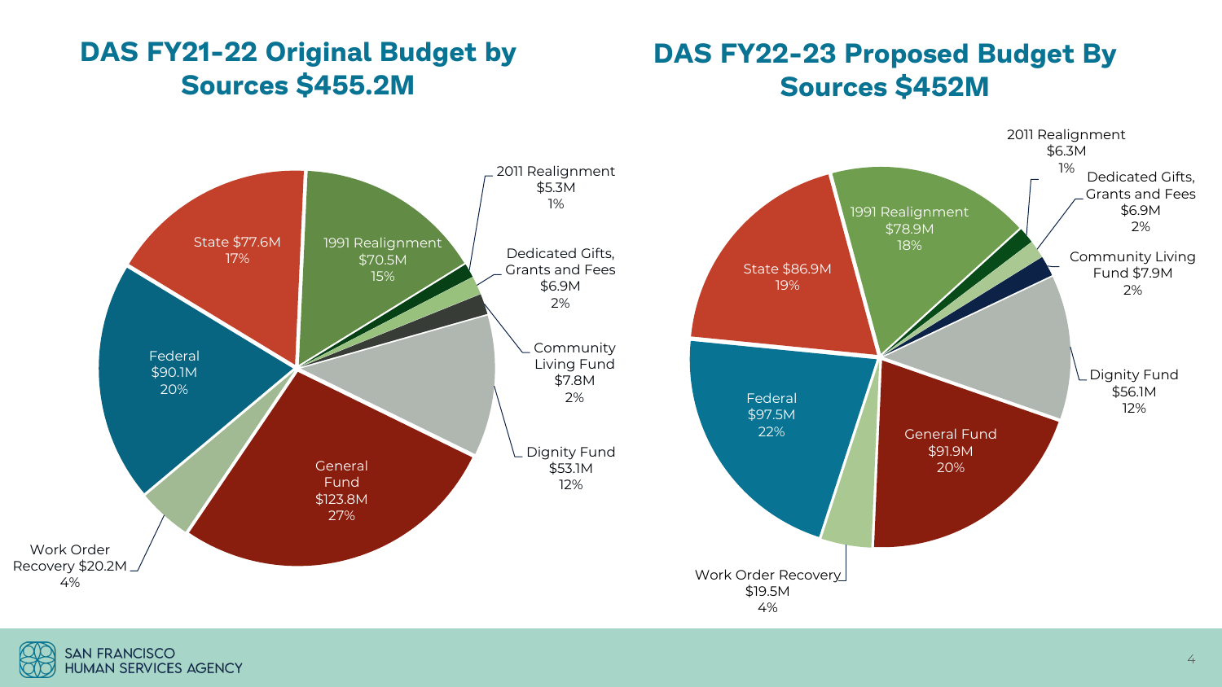## DAS FY21-22 Original Budget by Sources $455.2M

| Source | Amount | Percent |
|---|---|---|
| General Fund | $123.8M | 27% |
| Federal | $90.1M | 20% |
| State | $77.6M | 17% |
| 1991 Realignment | $70.5M | 15% |
| Dignity Fund | $53.1M | 12% |
| Work Order Recovery | $20.2M | 4% |
| Community Living Fund | $7.8M | 2% |
| Dedicated Gifts, Grants and Fees | $6.9M | 2% |
| 2011 Realignment | $5.3M | 1% |

## DAS FY22-23 Proposed Budget By Sources $452M

| Source | Amount | Percent |
|---|---|---|
| Federal | $97.5M | 22% |
| General Fund | $91.9M | 20% |
| State | $86.9M | 19% |
| 1991 Realignment | $78.9M | 18% |
| Dignity Fund | $56.1M | 12% |
| Work Order Recovery | $19.5M | 4% |
| Community Living Fund | $7.9M | 2% |
| Dedicated Gifts, Grants and Fees | $6.9M | 2% |
| 2011 Realignment | $6.3M | 1% |

SAN FRANCISCO HUMAN SERVICES AGENCY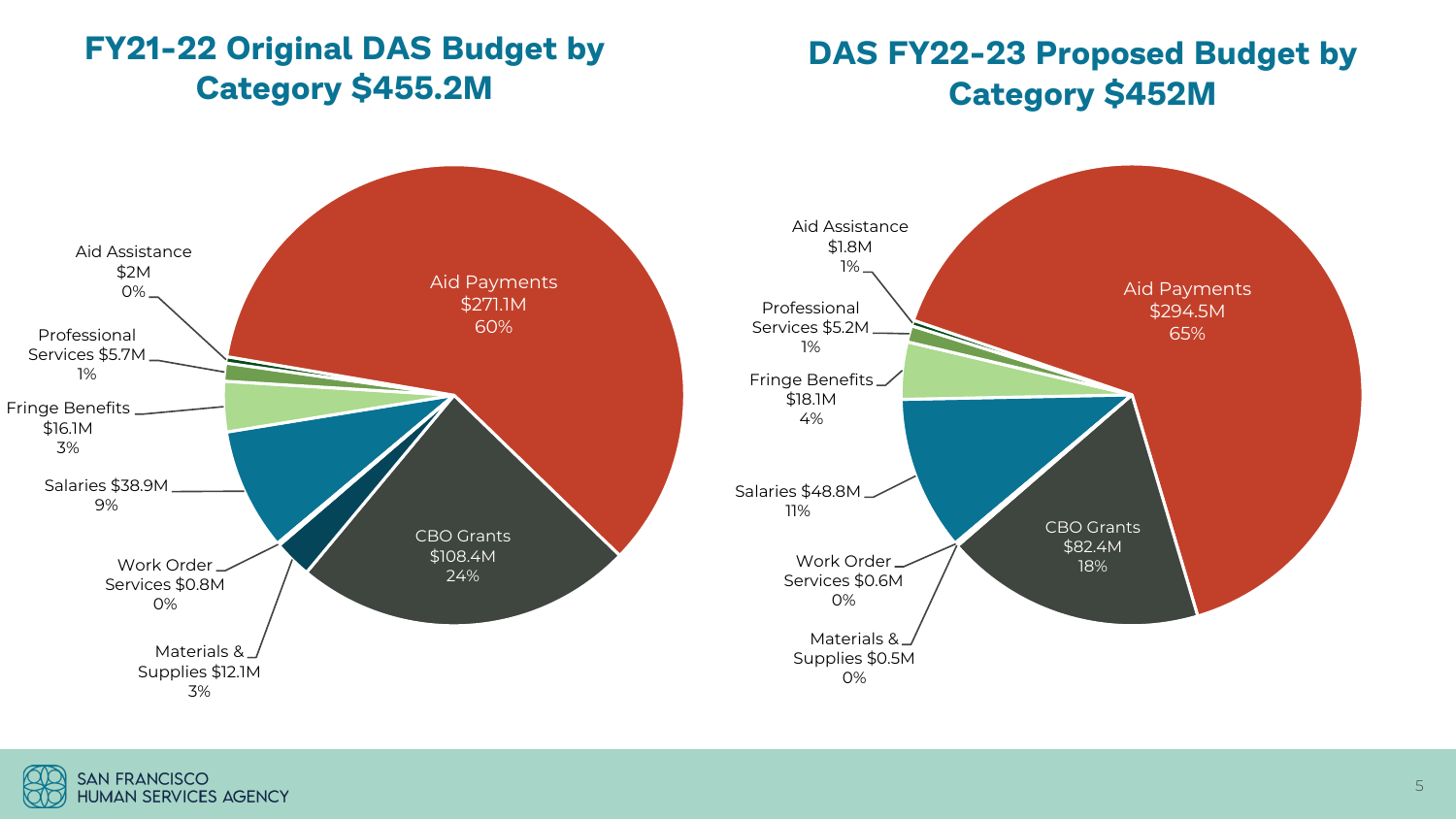## FY21-22 Original DAS Budget by Category $455.2M

| Category | Amount | Percent |
|---|---|---|
| Aid Payments | $271.1M | 60% |
| CBO Grants | $108.4M | 24% |
| Materials & Supplies | $12.1M | 3% |
| Work Order Services | $0.8M | 0% |
| Salaries | $38.9M | 9% |
| Fringe Benefits | $16.1M | 3% |
| Professional Services | $5.7M | 1% |
| Aid Assistance | $2M | 0% |

## DAS FY22-23 Proposed Budget by Category $452M

| Category | Amount | Percent |
|---|---|---|
| Aid Payments | $294.5M | 65% |
| CBO Grants | $82.4M | 18% |
| Materials & Supplies | $0.5M | 0% |
| Work Order Services | $0.6M | 0% |
| Salaries | $48.8M | 11% |
| Fringe Benefits | $18.1M | 4% |
| Professional Services | $5.2M | 1% |
| Aid Assistance | $1.8M | 1% |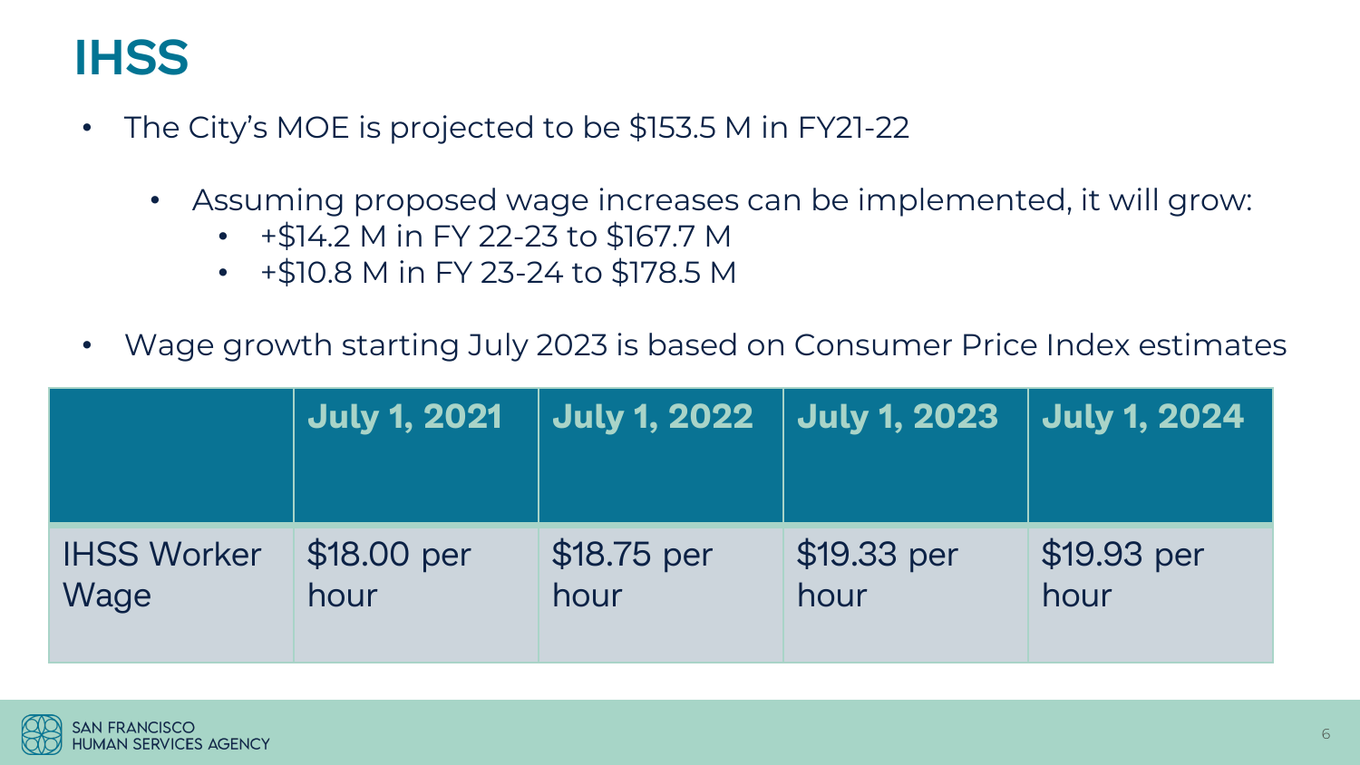# IHSS

- The City's MOE is projected to be $153.5 M in FY21-22
  - Assuming proposed wage increases can be implemented, it will grow:
    - +$14.2 M in FY 22-23 to $167.7 M
    - +$10.8 M in FY 23-24 to $178.5 M
- Wage growth starting July 2023 is based on Consumer Price Index estimates

| | July 1, 2021 | July 1, 2022 | July 1, 2023 | July 1, 2024 |
|---|---|---|---|---|
| IHSS Worker Wage | $18.00 per hour | $18.75 per hour | $19.33 per hour | $19.93 per hour |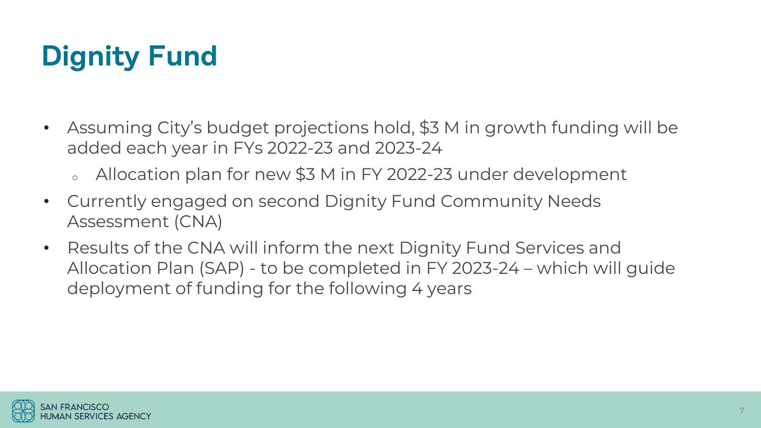# Dignity Fund

- Assuming City's budget projections hold, $3 M in growth funding will be added each year in FYs 2022-23 and 2023-24
  - Allocation plan for new $3 M in FY 2022-23 under development
- Currently engaged on second Dignity Fund Community Needs Assessment (CNA)
- Results of the CNA will inform the next Dignity Fund Services and Allocation Plan (SAP) - to be completed in FY 2023-24 – which will guide deployment of funding for the following 4 years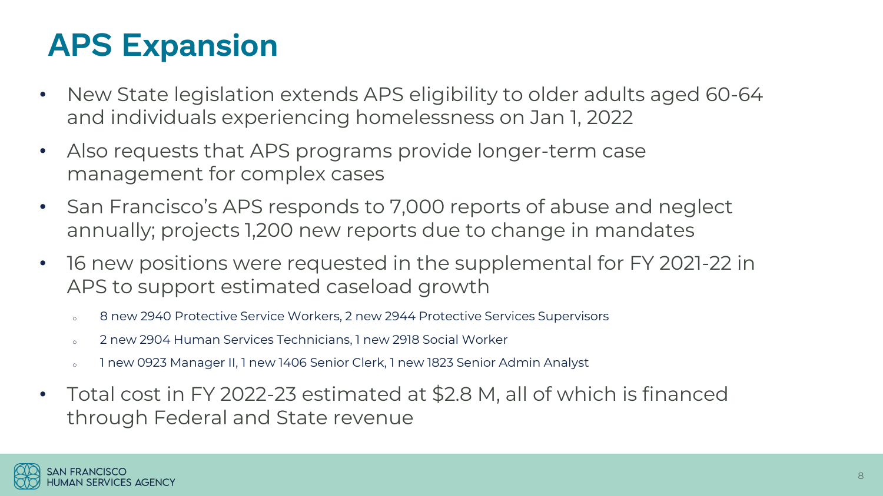# APS Expansion

- New State legislation extends APS eligibility to older adults aged 60-64 and individuals experiencing homelessness on Jan 1, 2022
- Also requests that APS programs provide longer-term case management for complex cases
- San Francisco's APS responds to 7,000 reports of abuse and neglect annually; projects 1,200 new reports due to change in mandates
- 16 new positions were requested in the supplemental for FY 2021-22 in APS to support estimated caseload growth
  - 8 new 2940 Protective Service Workers, 2 new 2944 Protective Services Supervisors
  - 2 new 2904 Human Services Technicians, 1 new 2918 Social Worker
  - 1 new 0923 Manager II, 1 new 1406 Senior Clerk, 1 new 1823 Senior Admin Analyst
- Total cost in FY 2022-23 estimated at $2.8 M, all of which is financed through Federal and State revenue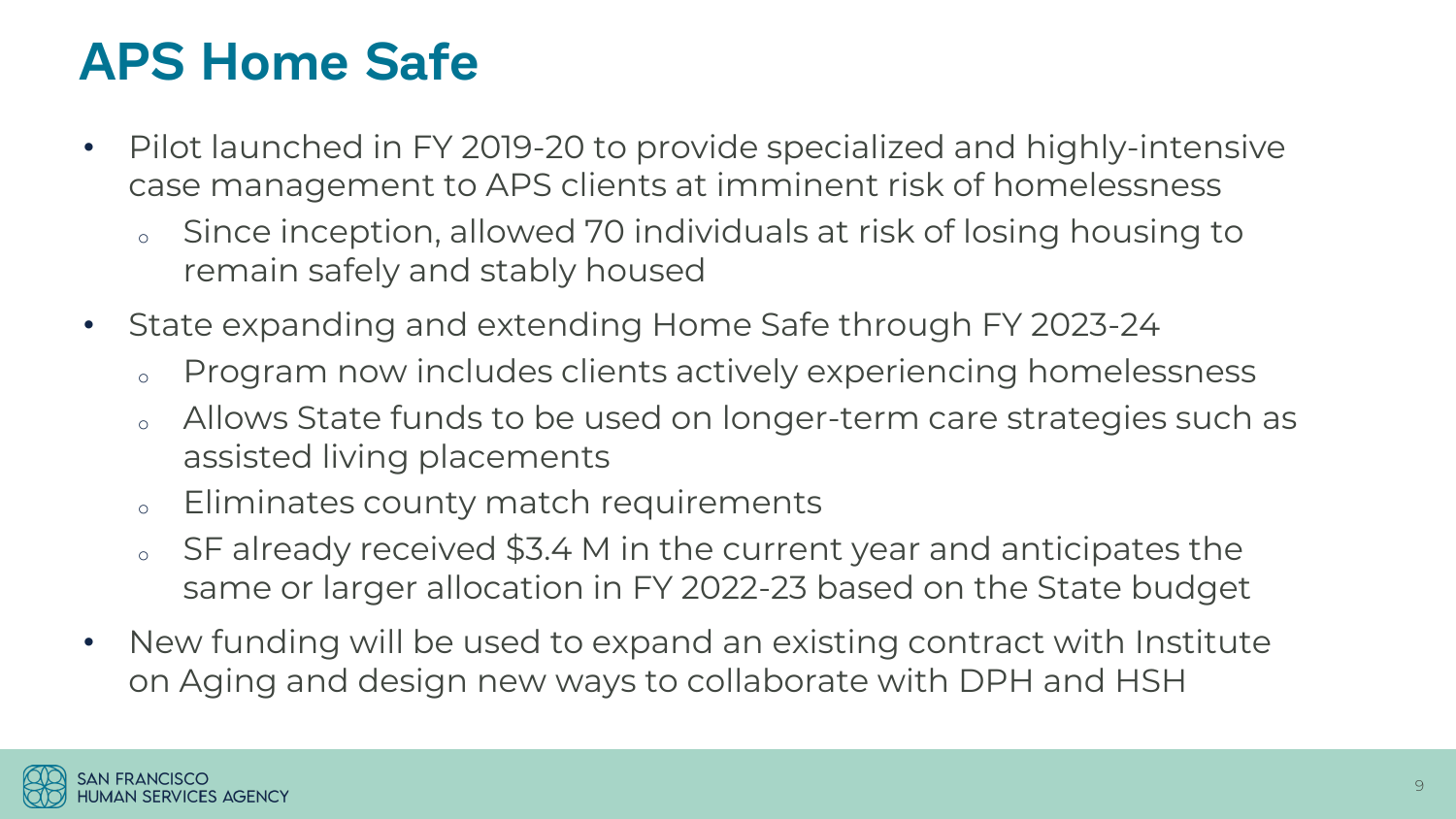# APS Home Safe

- Pilot launched in FY 2019-20 to provide specialized and highly-intensive case management to APS clients at imminent risk of homelessness
  - Since inception, allowed 70 individuals at risk of losing housing to remain safely and stably housed
- State expanding and extending Home Safe through FY 2023-24
  - Program now includes clients actively experiencing homelessness
  - Allows State funds to be used on longer-term care strategies such as assisted living placements
  - Eliminates county match requirements
  - SF already received $3.4 M in the current year and anticipates the same or larger allocation in FY 2022-23 based on the State budget
- New funding will be used to expand an existing contract with Institute on Aging and design new ways to collaborate with DPH and HSH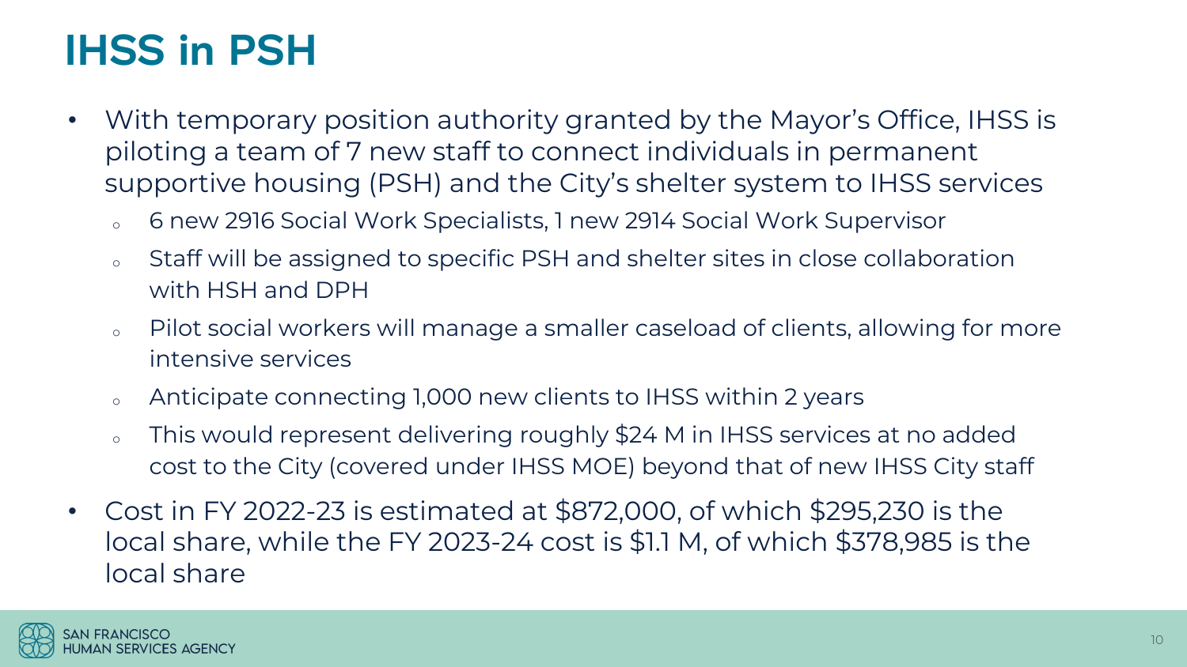# IHSS in PSH

- With temporary position authority granted by the Mayor's Office, IHSS is piloting a team of 7 new staff to connect individuals in permanent supportive housing (PSH) and the City's shelter system to IHSS services
  - 6 new 2916 Social Work Specialists, 1 new 2914 Social Work Supervisor
  - Staff will be assigned to specific PSH and shelter sites in close collaboration with HSH and DPH
  - Pilot social workers will manage a smaller caseload of clients, allowing for more intensive services
  - Anticipate connecting 1,000 new clients to IHSS within 2 years
  - This would represent delivering roughly $24 M in IHSS services at no added cost to the City (covered under IHSS MOE) beyond that of new IHSS City staff
- Cost in FY 2022-23 is estimated at $872,000, of which $295,230 is the local share, while the FY 2023-24 cost is $1.1 M, of which $378,985 is the local share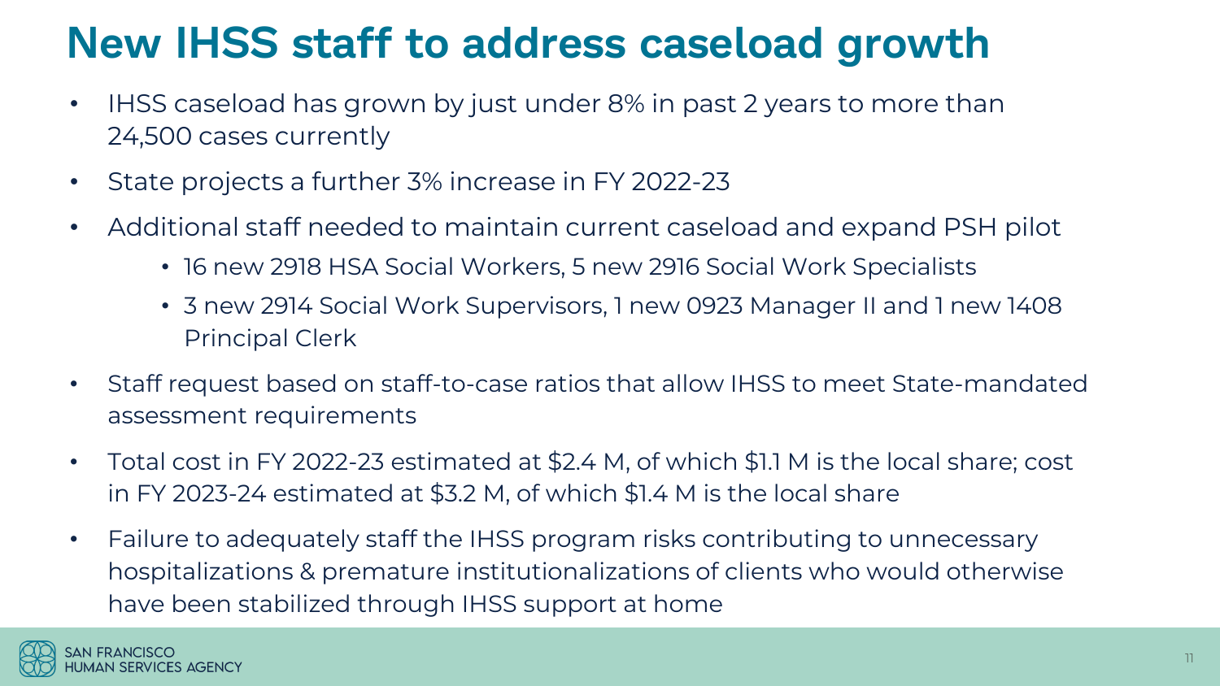# New IHSS staff to address caseload growth

- IHSS caseload has grown by just under 8% in past 2 years to more than 24,500 cases currently
- State projects a further 3% increase in FY 2022-23
- Additional staff needed to maintain current caseload and expand PSH pilot
  - 16 new 2918 HSA Social Workers, 5 new 2916 Social Work Specialists
  - 3 new 2914 Social Work Supervisors, 1 new 0923 Manager II and 1 new 1408 Principal Clerk
- Staff request based on staff-to-case ratios that allow IHSS to meet State-mandated assessment requirements
- Total cost in FY 2022-23 estimated at $2.4 M, of which $1.1 M is the local share; cost in FY 2023-24 estimated at $3.2 M, of which $1.4 M is the local share
- Failure to adequately staff the IHSS program risks contributing to unnecessary hospitalizations & premature institutionalizations of clients who would otherwise have been stabilized through IHSS support at home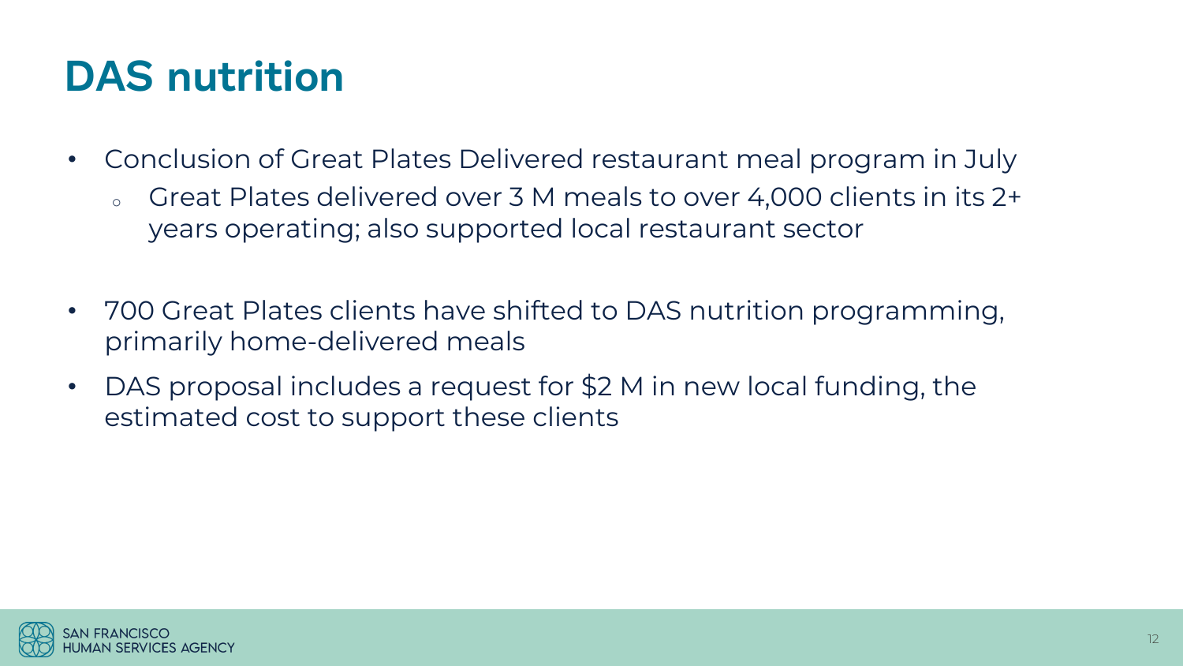# DAS nutrition

- Conclusion of Great Plates Delivered restaurant meal program in July
  - Great Plates delivered over 3 M meals to over 4,000 clients in its 2+ years operating; also supported local restaurant sector

- 700 Great Plates clients have shifted to DAS nutrition programming, primarily home-delivered meals
- DAS proposal includes a request for $2 M in new local funding, the estimated cost to support these clients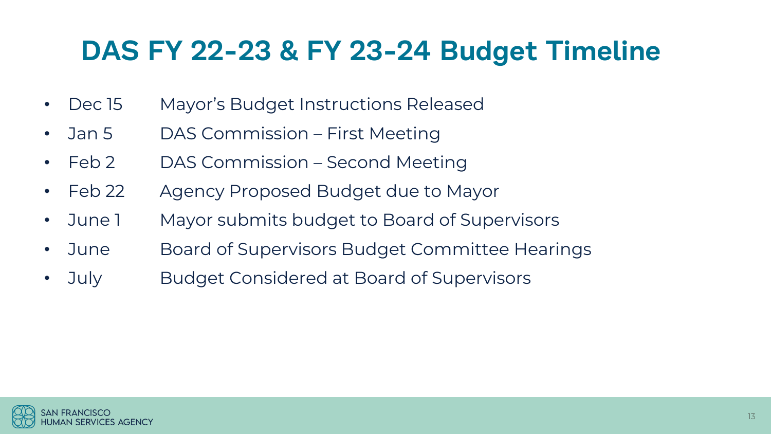# DAS FY 22-23 & FY 23-24 Budget Timeline

- Dec 15 Mayor's Budget Instructions Released
- Jan 5 DAS Commission – First Meeting
- Feb 2 DAS Commission – Second Meeting
- Feb 22 Agency Proposed Budget due to Mayor
- June 1 Mayor submits budget to Board of Supervisors
- June Board of Supervisors Budget Committee Hearings
- July Budget Considered at Board of Supervisors